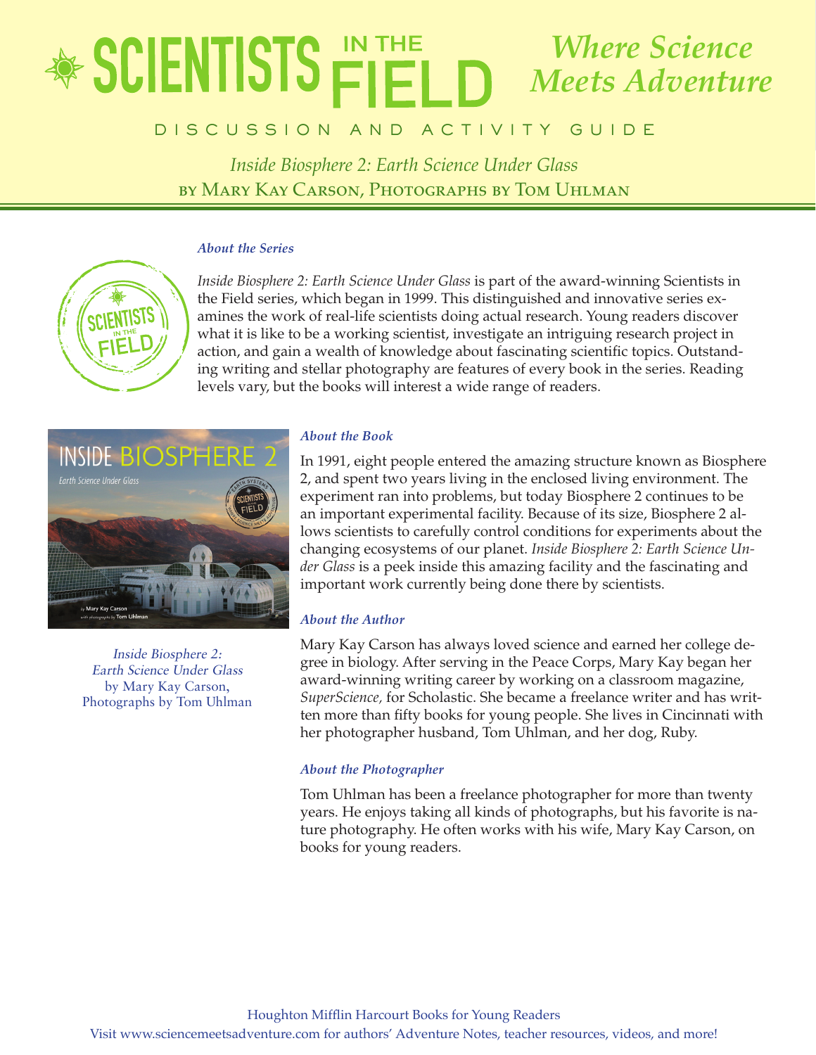# SCIENTISTS IN THE FIELD

*Where Science Meets Adventure*

DISCUSSION AND ACTIVITY GUIDE

*Inside Biosphere 2: Earth Science Under Glass*

by Mary Kay Carson, Photographs by Tom Uhlman

### *About the Series*

*Inside Biosphere 2: Earth Science Under Glass* is part of the award-winning Scientists in the Field series, which began in 1999. This distinguished and innovative series examines the work of real-life scientists doing actual research. Young readers discover what it is like to be a working scientist, investigate an intriguing research project in action, and gain a wealth of knowledge about fascinating scientific topics. Outstanding writing and stellar photography are features of every book in the series. Reading levels vary, but the books will interest a wide range of readers.

*Inside Biosphere 2: Earth Science Under Glass* by Mary Kay Carson, Photographs by Tom Uhlman

### *About the Book*

In 1991, eight people entered the amazing structure known as Biosphere 2, and spent two years living in the enclosed living environment. The experiment ran into problems, but today Biosphere 2 continues to be an important experimental facility. Because of its size, Biosphere 2 allows scientists to carefully control conditions for experiments about the changing ecosystems of our planet. *Inside Biosphere 2: Earth Science Under Glass* is a peek inside this amazing facility and the fascinating and important work currently being done there by scientists.

### *About the Author*

Mary Kay Carson has always loved science and earned her college degree in biology. After serving in the Peace Corps, Mary Kay began her award-winning writing career by working on a classroom magazine, *SuperScience,* for Scholastic. She became a freelance writer and has written more than fifty books for young people. She lives in Cincinnati with her photographer husband, Tom Uhlman, and her dog, Ruby.

### *About the Photographer*

Tom Uhlman has been a freelance photographer for more than twenty years. He enjoys taking all kinds of photographs, but his favorite is nature photography. He often works with his wife, Mary Kay Carson, on books for young readers.

Houghton Mifflin Harcourt Books for Young Readers
Visit www.sciencemeetsadventure.com for authors' Adventure Notes, teacher resources, videos, and more!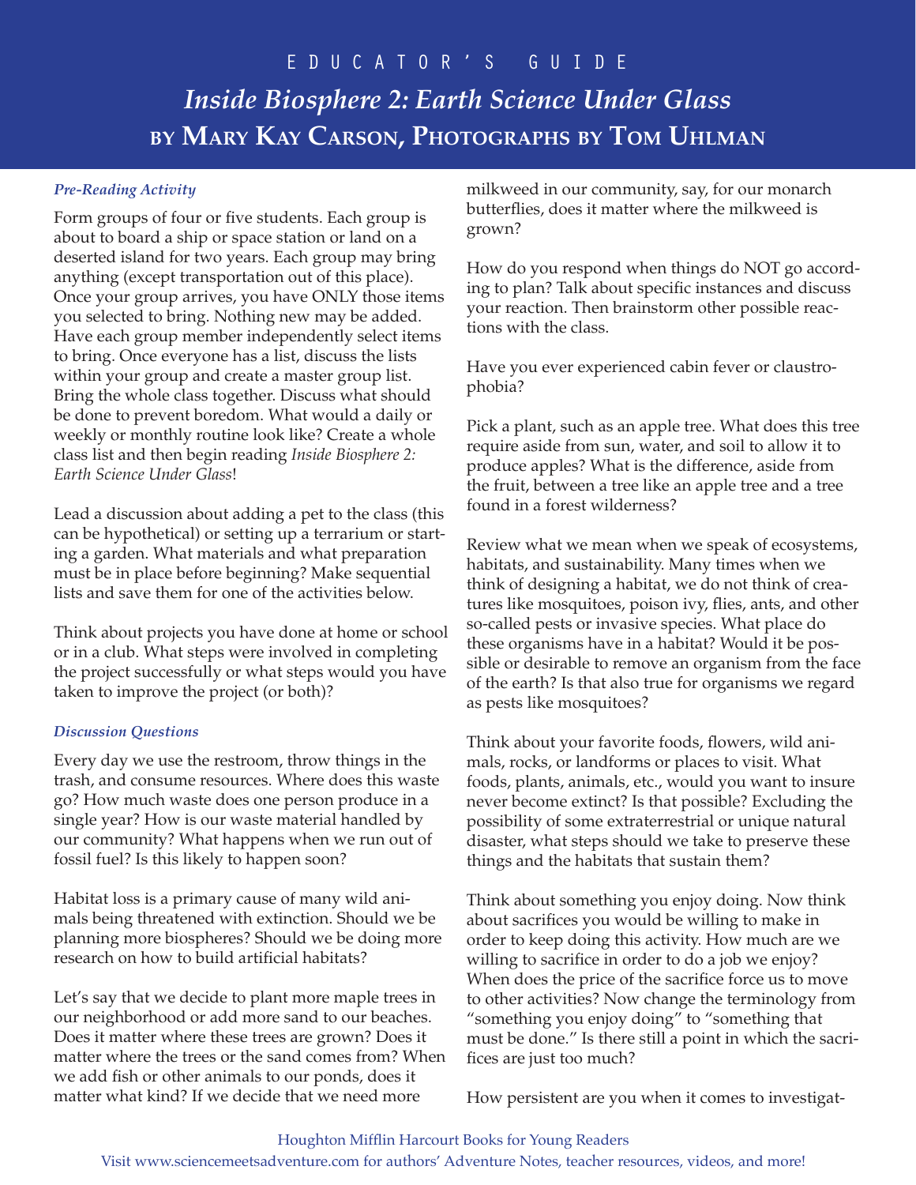# EDUCATOR'S GUIDE

## *Inside Biosphere 2: Earth Science Under Glass*

## BY MARY KAY CARSON, PHOTOGRAPHS BY TOM UHLMAN

### *Pre-Reading Activity*

Form groups of four or five students. Each group is about to board a ship or space station or land on a deserted island for two years. Each group may bring anything (except transportation out of this place). Once your group arrives, you have ONLY those items you selected to bring. Nothing new may be added. Have each group member independently select items to bring. Once everyone has a list, discuss the lists within your group and create a master group list. Bring the whole class together. Discuss what should be done to prevent boredom. What would a daily or weekly or monthly routine look like? Create a whole class list and then begin reading *Inside Biosphere 2: Earth Science Under Glass*!

Lead a discussion about adding a pet to the class (this can be hypothetical) or setting up a terrarium or starting a garden. What materials and what preparation must be in place before beginning? Make sequential lists and save them for one of the activities below.

Think about projects you have done at home or school or in a club. What steps were involved in completing the project successfully or what steps would you have taken to improve the project (or both)?

### *Discussion Questions*

Every day we use the restroom, throw things in the trash, and consume resources. Where does this waste go? How much waste does one person produce in a single year? How is our waste material handled by our community? What happens when we run out of fossil fuel? Is this likely to happen soon?

Habitat loss is a primary cause of many wild animals being threatened with extinction. Should we be planning more biospheres? Should we be doing more research on how to build artificial habitats?

Let's say that we decide to plant more maple trees in our neighborhood or add more sand to our beaches. Does it matter where these trees are grown? Does it matter where the trees or the sand comes from? When we add fish or other animals to our ponds, does it matter what kind? If we decide that we need more milkweed in our community, say, for our monarch butterflies, does it matter where the milkweed is grown?

How do you respond when things do NOT go according to plan? Talk about specific instances and discuss your reaction. Then brainstorm other possible reactions with the class.

Have you ever experienced cabin fever or claustrophobia?

Pick a plant, such as an apple tree. What does this tree require aside from sun, water, and soil to allow it to produce apples? What is the difference, aside from the fruit, between a tree like an apple tree and a tree found in a forest wilderness?

Review what we mean when we speak of ecosystems, habitats, and sustainability. Many times when we think of designing a habitat, we do not think of creatures like mosquitoes, poison ivy, flies, ants, and other so-called pests or invasive species. What place do these organisms have in a habitat? Would it be possible or desirable to remove an organism from the face of the earth? Is that also true for organisms we regard as pests like mosquitoes?

Think about your favorite foods, flowers, wild animals, rocks, or landforms or places to visit. What foods, plants, animals, etc., would you want to insure never become extinct? Is that possible? Excluding the possibility of some extraterrestrial or unique natural disaster, what steps should we take to preserve these things and the habitats that sustain them?

Think about something you enjoy doing. Now think about sacrifices you would be willing to make in order to keep doing this activity. How much are we willing to sacrifice in order to do a job we enjoy? When does the price of the sacrifice force us to move to other activities? Now change the terminology from "something you enjoy doing" to "something that must be done." Is there still a point in which the sacrifices are just too much?

How persistent are you when it comes to investigat-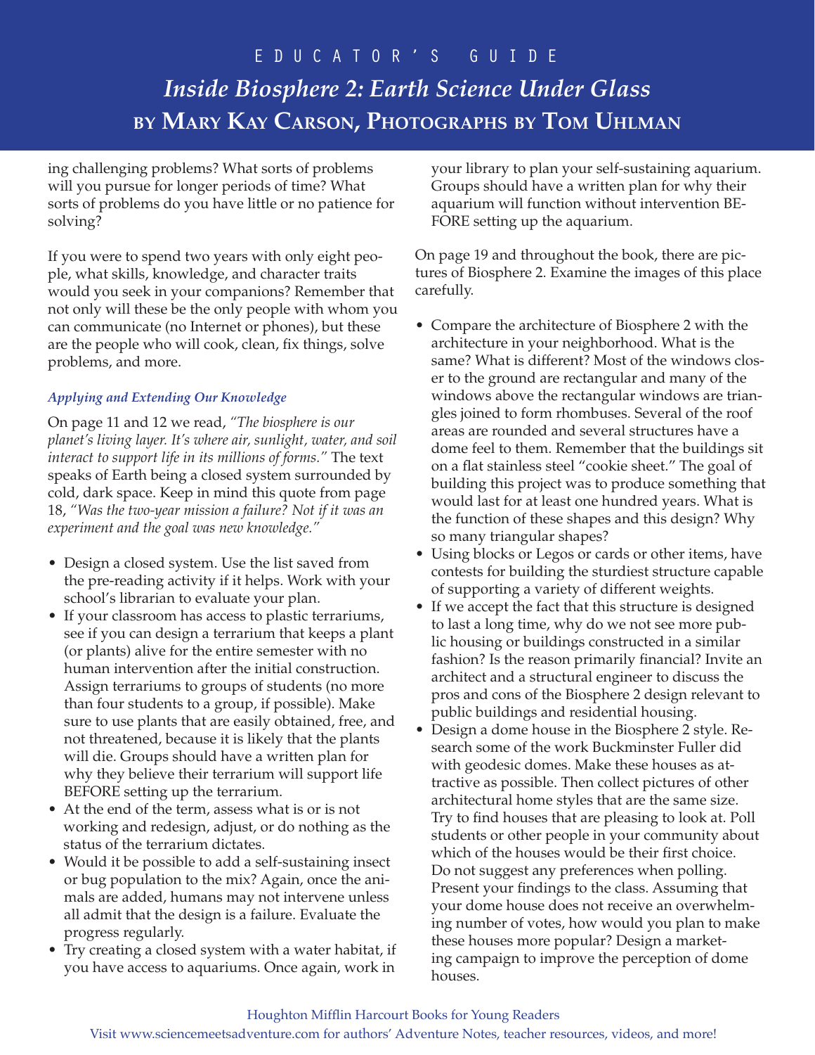ing challenging problems? What sorts of problems will you pursue for longer periods of time? What sorts of problems do you have little or no patience for solving?

If you were to spend two years with only eight people, what skills, knowledge, and character traits would you seek in your companions? Remember that not only will these be the only people with whom you can communicate (no Internet or phones), but these are the people who will cook, clean, fix things, solve problems, and more.

### *Applying and Extending Our Knowledge*

On page 11 and 12 we read, *"The biosphere is our planet's living layer. It's where air, sunlight, water, and soil interact to support life in its millions of forms."* The text speaks of Earth being a closed system surrounded by cold, dark space. Keep in mind this quote from page 18, *"Was the two-year mission a failure? Not if it was an experiment and the goal was new knowledge."*

- Design a closed system. Use the list saved from the pre-reading activity if it helps. Work with your school's librarian to evaluate your plan.
- If your classroom has access to plastic terrariums, see if you can design a terrarium that keeps a plant (or plants) alive for the entire semester with no human intervention after the initial construction. Assign terrariums to groups of students (no more than four students to a group, if possible). Make sure to use plants that are easily obtained, free, and not threatened, because it is likely that the plants will die. Groups should have a written plan for why they believe their terrarium will support life BEFORE setting up the terrarium.
- At the end of the term, assess what is or is not working and redesign, adjust, or do nothing as the status of the terrarium dictates.
- Would it be possible to add a self-sustaining insect or bug population to the mix? Again, once the animals are added, humans may not intervene unless all admit that the design is a failure. Evaluate the progress regularly.
- Try creating a closed system with a water habitat, if you have access to aquariums. Once again, work in your library to plan your self-sustaining aquarium. Groups should have a written plan for why their aquarium will function without intervention BEFORE setting up the aquarium.

On page 19 and throughout the book, there are pictures of Biosphere 2. Examine the images of this place carefully.

- Compare the architecture of Biosphere 2 with the architecture in your neighborhood. What is the same? What is different? Most of the windows closer to the ground are rectangular and many of the windows above the rectangular windows are triangles joined to form rhombuses. Several of the roof areas are rounded and several structures have a dome feel to them. Remember that the buildings sit on a flat stainless steel "cookie sheet." The goal of building this project was to produce something that would last for at least one hundred years. What is the function of these shapes and this design? Why so many triangular shapes?
- Using blocks or Legos or cards or other items, have contests for building the sturdiest structure capable of supporting a variety of different weights.
- If we accept the fact that this structure is designed to last a long time, why do we not see more public housing or buildings constructed in a similar fashion? Is the reason primarily financial? Invite an architect and a structural engineer to discuss the pros and cons of the Biosphere 2 design relevant to public buildings and residential housing.
- Design a dome house in the Biosphere 2 style. Research some of the work Buckminster Fuller did with geodesic domes. Make these houses as attractive as possible. Then collect pictures of other architectural home styles that are the same size. Try to find houses that are pleasing to look at. Poll students or other people in your community about which of the houses would be their first choice. Do not suggest any preferences when polling. Present your findings to the class. Assuming that your dome house does not receive an overwhelming number of votes, how would you plan to make these houses more popular? Design a marketing campaign to improve the perception of dome houses.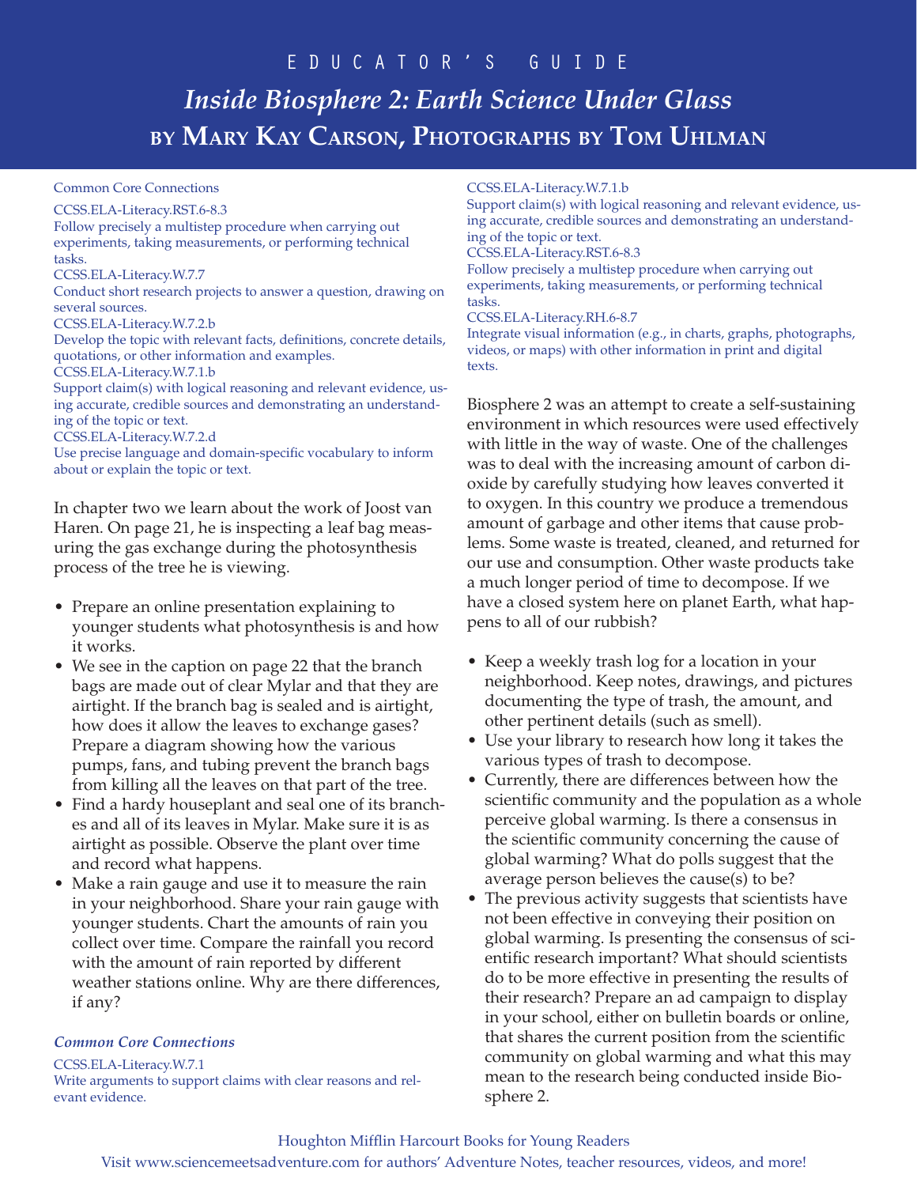# EDUCATOR'S GUIDE

## *Inside Biosphere 2: Earth Science Under Glass*

## BY MARY KAY CARSON, PHOTOGRAPHS BY TOM UHLMAN

Common Core Connections

CCSS.ELA-Literacy.RST.6-8.3
Follow precisely a multistep procedure when carrying out experiments, taking measurements, or performing technical tasks.
CCSS.ELA-Literacy.W.7.7
Conduct short research projects to answer a question, drawing on several sources.
CCSS.ELA-Literacy.W.7.2.b
Develop the topic with relevant facts, definitions, concrete details, quotations, or other information and examples.
CCSS.ELA-Literacy.W.7.1.b
Support claim(s) with logical reasoning and relevant evidence, using accurate, credible sources and demonstrating an understanding of the topic or text.
CCSS.ELA-Literacy.W.7.2.d
Use precise language and domain-specific vocabulary to inform about or explain the topic or text.

In chapter two we learn about the work of Joost van Haren. On page 21, he is inspecting a leaf bag measuring the gas exchange during the photosynthesis process of the tree he is viewing.

- Prepare an online presentation explaining to younger students what photosynthesis is and how it works.
- We see in the caption on page 22 that the branch bags are made out of clear Mylar and that they are airtight. If the branch bag is sealed and is airtight, how does it allow the leaves to exchange gases? Prepare a diagram showing how the various pumps, fans, and tubing prevent the branch bags from killing all the leaves on that part of the tree.
- Find a hardy houseplant and seal one of its branches and all of its leaves in Mylar. Make sure it is as airtight as possible. Observe the plant over time and record what happens.
- Make a rain gauge and use it to measure the rain in your neighborhood. Share your rain gauge with younger students. Chart the amounts of rain you collect over time. Compare the rainfall you record with the amount of rain reported by different weather stations online. Why are there differences, if any?

***Common Core Connections***

CCSS.ELA-Literacy.W.7.1
Write arguments to support claims with clear reasons and relevant evidence.
CCSS.ELA-Literacy.W.7.1.b
Support claim(s) with logical reasoning and relevant evidence, using accurate, credible sources and demonstrating an understanding of the topic or text.
CCSS.ELA-Literacy.RST.6-8.3
Follow precisely a multistep procedure when carrying out experiments, taking measurements, or performing technical tasks.
CCSS.ELA-Literacy.RH.6-8.7
Integrate visual information (e.g., in charts, graphs, photographs, videos, or maps) with other information in print and digital texts.

Biosphere 2 was an attempt to create a self-sustaining environment in which resources were used effectively with little in the way of waste. One of the challenges was to deal with the increasing amount of carbon dioxide by carefully studying how leaves converted it to oxygen. In this country we produce a tremendous amount of garbage and other items that cause problems. Some waste is treated, cleaned, and returned for our use and consumption. Other waste products take a much longer period of time to decompose. If we have a closed system here on planet Earth, what happens to all of our rubbish?

- Keep a weekly trash log for a location in your neighborhood. Keep notes, drawings, and pictures documenting the type of trash, the amount, and other pertinent details (such as smell).
- Use your library to research how long it takes the various types of trash to decompose.
- Currently, there are differences between how the scientific community and the population as a whole perceive global warming. Is there a consensus in the scientific community concerning the cause of global warming? What do polls suggest that the average person believes the cause(s) to be?
- The previous activity suggests that scientists have not been effective in conveying their position on global warming. Is presenting the consensus of scientific research important? What should scientists do to be more effective in presenting the results of their research? Prepare an ad campaign to display in your school, either on bulletin boards or online, that shares the current position from the scientific community on global warming and what this may mean to the research being conducted inside Biosphere 2.

Houghton Mifflin Harcourt Books for Young Readers
Visit www.sciencemeetsadventure.com for authors' Adventure Notes, teacher resources, videos, and more!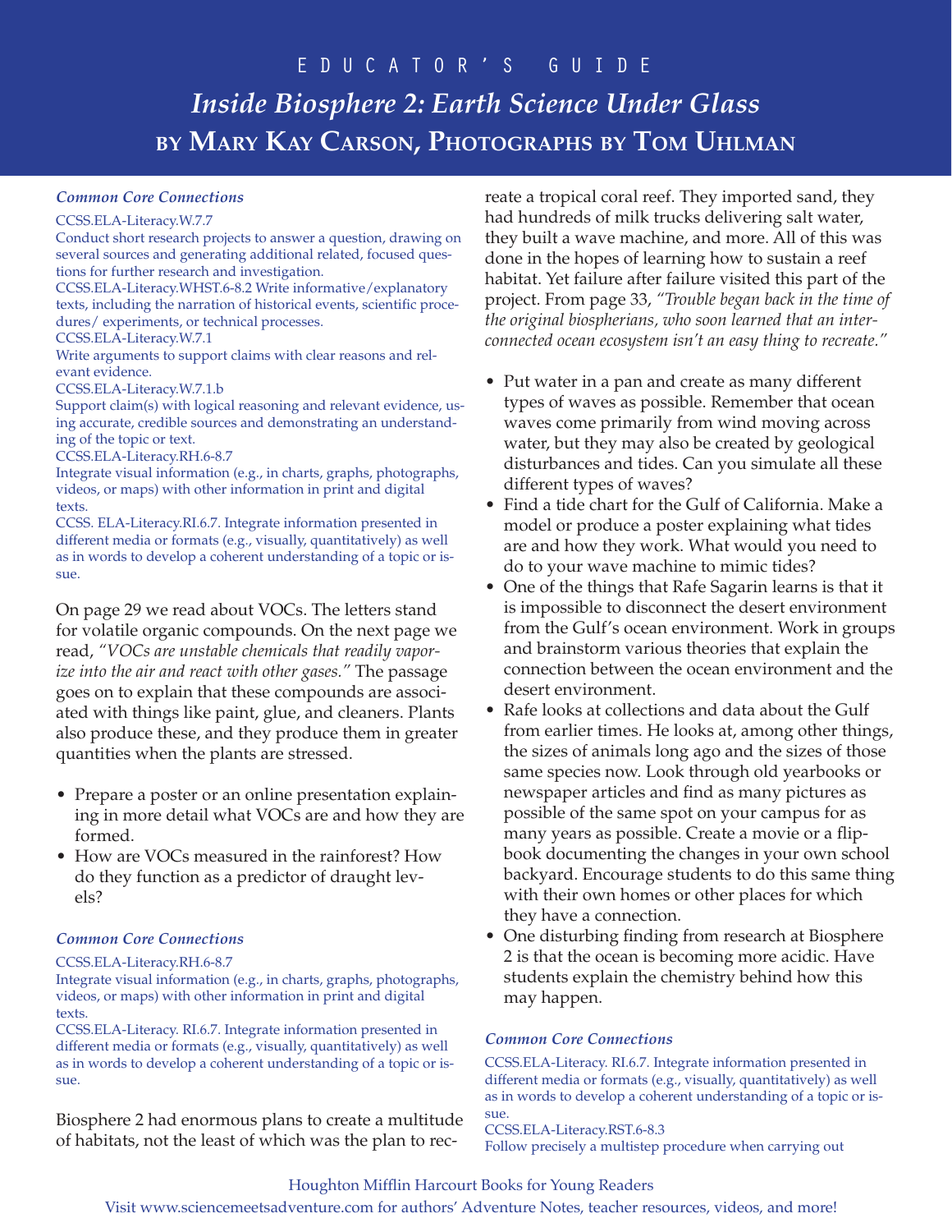# EDUCATOR'S GUIDE

## *Inside Biosphere 2: Earth Science Under Glass*

## BY MARY KAY CARSON, PHOTOGRAPHS BY TOM UHLMAN

***Common Core Connections***

CCSS.ELA-Literacy.W.7.7
Conduct short research projects to answer a question, drawing on several sources and generating additional related, focused questions for further research and investigation.
CCSS.ELA-Literacy.WHST.6-8.2 Write informative/explanatory texts, including the narration of historical events, scientific procedures/ experiments, or technical processes.
CCSS.ELA-Literacy.W.7.1
Write arguments to support claims with clear reasons and relevant evidence.
CCSS.ELA-Literacy.W.7.1.b
Support claim(s) with logical reasoning and relevant evidence, using accurate, credible sources and demonstrating an understanding of the topic or text.
CCSS.ELA-Literacy.RH.6-8.7
Integrate visual information (e.g., in charts, graphs, photographs, videos, or maps) with other information in print and digital texts.
CCSS. ELA-Literacy.RI.6.7. Integrate information presented in different media or formats (e.g., visually, quantitatively) as well as in words to develop a coherent understanding of a topic or issue.

On page 29 we read about VOCs. The letters stand for volatile organic compounds. On the next page we read, *"VOCs are unstable chemicals that readily vaporize into the air and react with other gases."* The passage goes on to explain that these compounds are associated with things like paint, glue, and cleaners. Plants also produce these, and they produce them in greater quantities when the plants are stressed.

- Prepare a poster or an online presentation explaining in more detail what VOCs are and how they are formed.
- How are VOCs measured in the rainforest? How do they function as a predictor of draught levels?

***Common Core Connections***

CCSS.ELA-Literacy.RH.6-8.7
Integrate visual information (e.g., in charts, graphs, photographs, videos, or maps) with other information in print and digital texts.
CCSS.ELA-Literacy. RI.6.7. Integrate information presented in different media or formats (e.g., visually, quantitatively) as well as in words to develop a coherent understanding of a topic or issue.

Biosphere 2 had enormous plans to create a multitude of habitats, not the least of which was the plan to recreate a tropical coral reef. They imported sand, they had hundreds of milk trucks delivering salt water, they built a wave machine, and more. All of this was done in the hopes of learning how to sustain a reef habitat. Yet failure after failure visited this part of the project. From page 33, *"Trouble began back in the time of the original biospherians, who soon learned that an interconnected ocean ecosystem isn't an easy thing to recreate."*

- Put water in a pan and create as many different types of waves as possible. Remember that ocean waves come primarily from wind moving across water, but they may also be created by geological disturbances and tides. Can you simulate all these different types of waves?
- Find a tide chart for the Gulf of California. Make a model or produce a poster explaining what tides are and how they work. What would you need to do to your wave machine to mimic tides?
- One of the things that Rafe Sagarin learns is that it is impossible to disconnect the desert environment from the Gulf's ocean environment. Work in groups and brainstorm various theories that explain the connection between the ocean environment and the desert environment.
- Rafe looks at collections and data about the Gulf from earlier times. He looks at, among other things, the sizes of animals long ago and the sizes of those same species now. Look through old yearbooks or newspaper articles and find as many pictures as possible of the same spot on your campus for as many years as possible. Create a movie or a flipbook documenting the changes in your own school backyard. Encourage students to do this same thing with their own homes or other places for which they have a connection.
- One disturbing finding from research at Biosphere 2 is that the ocean is becoming more acidic. Have students explain the chemistry behind how this may happen.

***Common Core Connections***

CCSS.ELA-Literacy. RI.6.7. Integrate information presented in different media or formats (e.g., visually, quantitatively) as well as in words to develop a coherent understanding of a topic or issue.
CCSS.ELA-Literacy.RST.6-8.3
Follow precisely a multistep procedure when carrying out

Houghton Mifflin Harcourt Books for Young Readers
Visit www.sciencemeetsadventure.com for authors' Adventure Notes, teacher resources, videos, and more!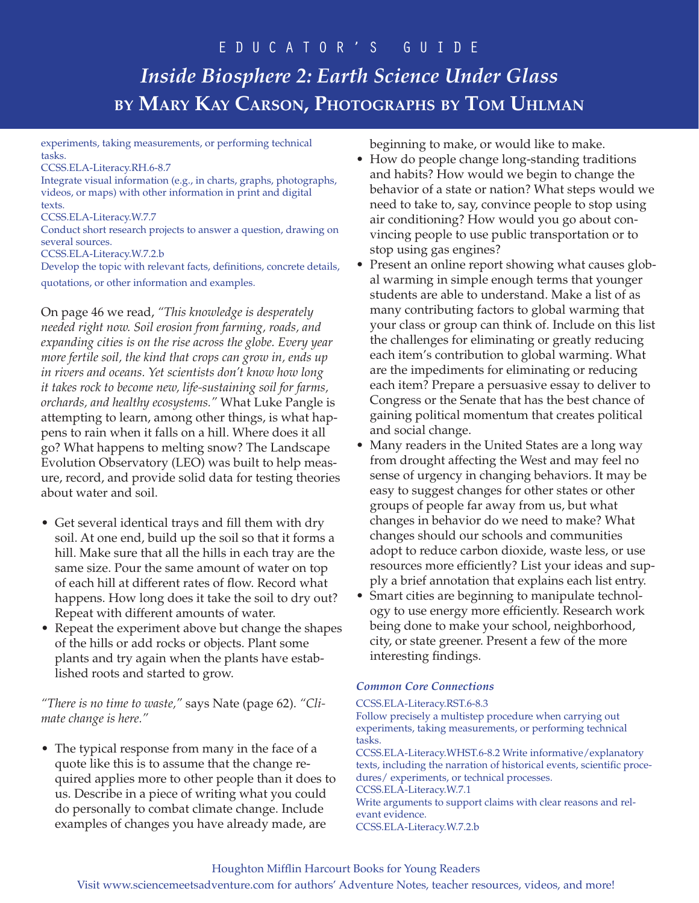experiments, taking measurements, or performing technical tasks.
CCSS.ELA-Literacy.RH.6-8.7
Integrate visual information (e.g., in charts, graphs, photographs, videos, or maps) with other information in print and digital texts.
CCSS.ELA-Literacy.W.7.7
Conduct short research projects to answer a question, drawing on several sources.
CCSS.ELA-Literacy.W.7.2.b
Develop the topic with relevant facts, definitions, concrete details, quotations, or other information and examples.

On page 46 we read, *"This knowledge is desperately needed right now. Soil erosion from farming, roads, and expanding cities is on the rise across the globe. Every year more fertile soil, the kind that crops can grow in, ends up in rivers and oceans. Yet scientists don't know how long it takes rock to become new, life-sustaining soil for farms, orchards, and healthy ecosystems."* What Luke Pangle is attempting to learn, among other things, is what happens to rain when it falls on a hill. Where does it all go? What happens to melting snow? The Landscape Evolution Observatory (LEO) was built to help measure, record, and provide solid data for testing theories about water and soil.

- Get several identical trays and fill them with dry soil. At one end, build up the soil so that it forms a hill. Make sure that all the hills in each tray are the same size. Pour the same amount of water on top of each hill at different rates of flow. Record what happens. How long does it take the soil to dry out? Repeat with different amounts of water.
- Repeat the experiment above but change the shapes of the hills or add rocks or objects. Plant some plants and try again when the plants have established roots and started to grow.

*"There is no time to waste,"* says Nate (page 62). *"Climate change is here."*

- The typical response from many in the face of a quote like this is to assume that the change required applies more to other people than it does to us. Describe in a piece of writing what you could do personally to combat climate change. Include examples of changes you have already made, are beginning to make, or would like to make.
- How do people change long-standing traditions and habits? How would we begin to change the behavior of a state or nation? What steps would we need to take to, say, convince people to stop using air conditioning? How would you go about convincing people to use public transportation or to stop using gas engines?
- Present an online report showing what causes global warming in simple enough terms that younger students are able to understand. Make a list of as many contributing factors to global warming that your class or group can think of. Include on this list the challenges for eliminating or greatly reducing each item's contribution to global warming. What are the impediments for eliminating or reducing each item? Prepare a persuasive essay to deliver to Congress or the Senate that has the best chance of gaining political momentum that creates political and social change.
- Many readers in the United States are a long way from drought affecting the West and may feel no sense of urgency in changing behaviors. It may be easy to suggest changes for other states or other groups of people far away from us, but what changes in behavior do we need to make? What changes should our schools and communities adopt to reduce carbon dioxide, waste less, or use resources more efficiently? List your ideas and supply a brief annotation that explains each list entry.
- Smart cities are beginning to manipulate technology to use energy more efficiently. Research work being done to make your school, neighborhood, city, or state greener. Present a few of the more interesting findings.

### *Common Core Connections*

CCSS.ELA-Literacy.RST.6-8.3
Follow precisely a multistep procedure when carrying out experiments, taking measurements, or performing technical tasks.
CCSS.ELA-Literacy.WHST.6-8.2 Write informative/explanatory texts, including the narration of historical events, scientific procedures/ experiments, or technical processes.
CCSS.ELA-Literacy.W.7.1
Write arguments to support claims with clear reasons and relevant evidence.
CCSS.ELA-Literacy.W.7.2.b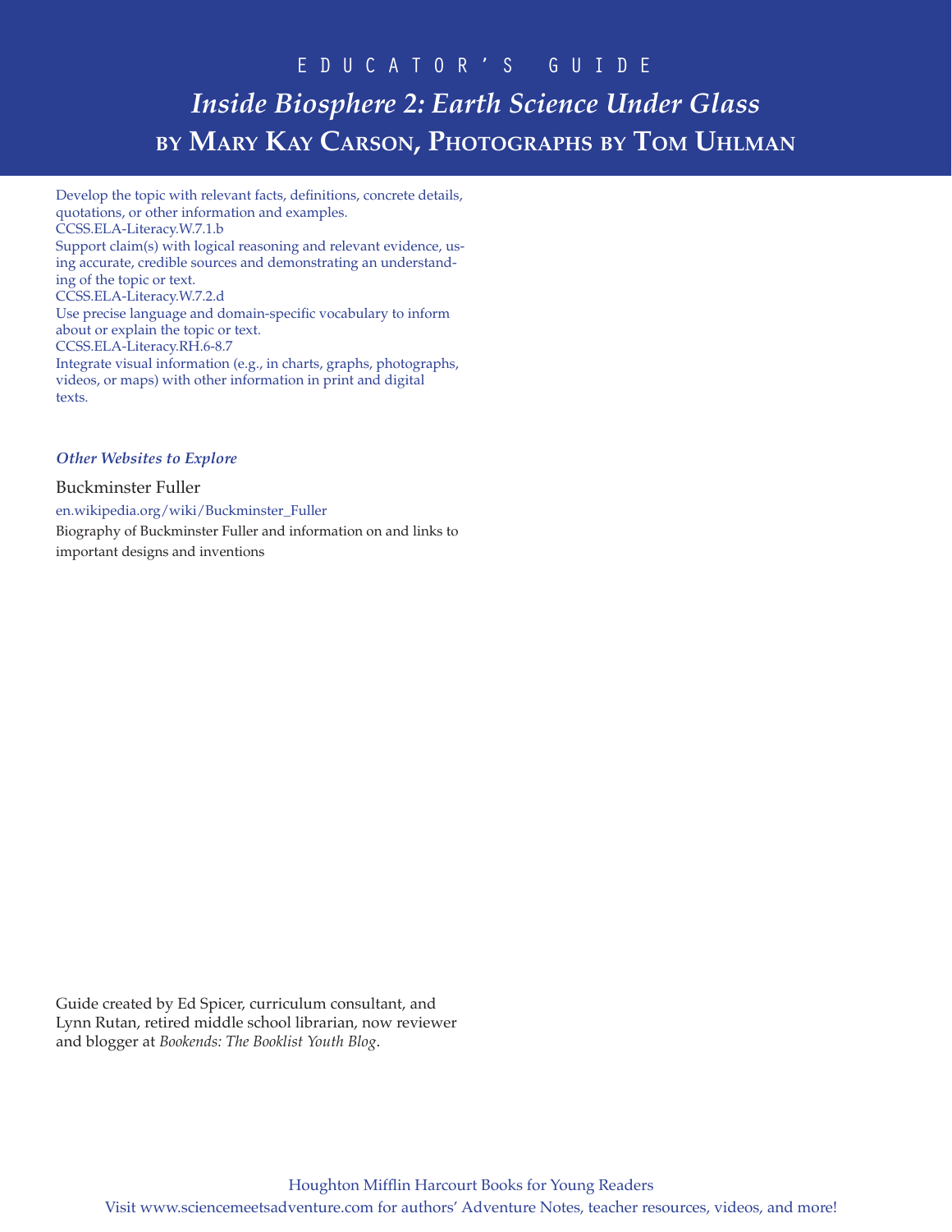Develop the topic with relevant facts, definitions, concrete details, quotations, or other information and examples.
CCSS.ELA-Literacy.W.7.1.b
Support claim(s) with logical reasoning and relevant evidence, using accurate, credible sources and demonstrating an understanding of the topic or text.
CCSS.ELA-Literacy.W.7.2.d
Use precise language and domain-specific vocabulary to inform about or explain the topic or text.
CCSS.ELA-Literacy.RH.6-8.7
Integrate visual information (e.g., in charts, graphs, photographs, videos, or maps) with other information in print and digital texts.

### *Other Websites to Explore*

Buckminster Fuller

en.wikipedia.org/wiki/Buckminster_Fuller

Biography of Buckminster Fuller and information on and links to important designs and inventions

Guide created by Ed Spicer, curriculum consultant, and Lynn Rutan, retired middle school librarian, now reviewer and blogger at *Bookends: The Booklist Youth Blog*.

Houghton Mifflin Harcourt Books for Young Readers
Visit www.sciencemeetsadventure.com for authors' Adventure Notes, teacher resources, videos, and more!